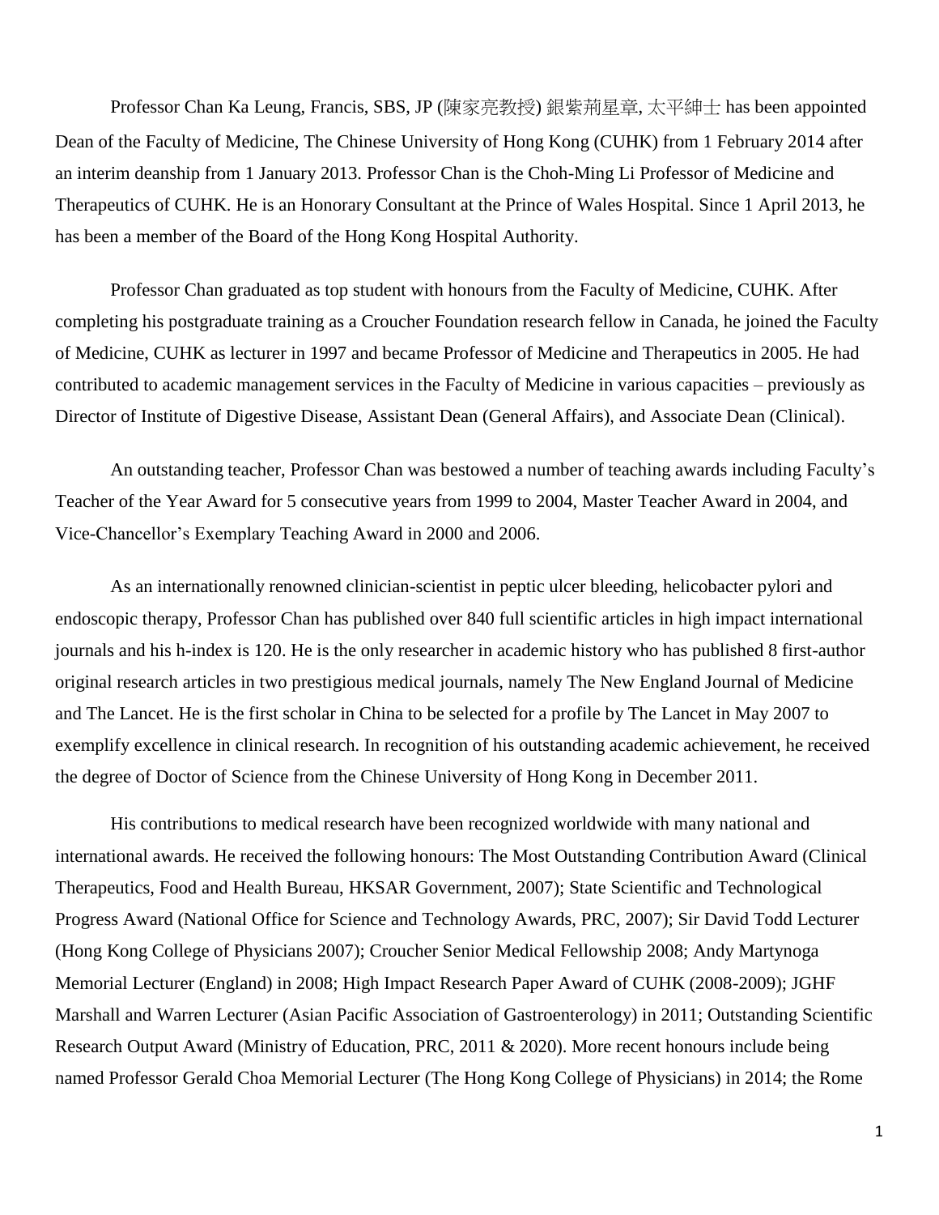Professor Chan Ka Leung, Francis, SBS, JP (陳家亮教授) 銀紫荊星章, 太平紳士 has been appointed Dean of the Faculty of Medicine, The Chinese University of Hong Kong (CUHK) from 1 February 2014 after an interim deanship from 1 January 2013. Professor Chan is the Choh-Ming Li Professor of Medicine and Therapeutics of CUHK. He is an Honorary Consultant at the Prince of Wales Hospital. Since 1 April 2013, he has been a member of the Board of the Hong Kong Hospital Authority.

Professor Chan graduated as top student with honours from the Faculty of Medicine, CUHK. After completing his postgraduate training as a Croucher Foundation research fellow in Canada, he joined the Faculty of Medicine, CUHK as lecturer in 1997 and became Professor of Medicine and Therapeutics in 2005. He had contributed to academic management services in the Faculty of Medicine in various capacities – previously as Director of Institute of Digestive Disease, Assistant Dean (General Affairs), and Associate Dean (Clinical).

An outstanding teacher, Professor Chan was bestowed a number of teaching awards including Faculty's Teacher of the Year Award for 5 consecutive years from 1999 to 2004, Master Teacher Award in 2004, and Vice-Chancellor's Exemplary Teaching Award in 2000 and 2006.

As an internationally renowned clinician-scientist in peptic ulcer bleeding, helicobacter pylori and endoscopic therapy, Professor Chan has published over 840 full scientific articles in high impact international journals and his h-index is 120. He is the only researcher in academic history who has published 8 first-author original research articles in two prestigious medical journals, namely The New England Journal of Medicine and The Lancet. He is the first scholar in China to be selected for a profile by The Lancet in May 2007 to exemplify excellence in clinical research. In recognition of his outstanding academic achievement, he received the degree of Doctor of Science from the Chinese University of Hong Kong in December 2011.

His contributions to medical research have been recognized worldwide with many national and international awards. He received the following honours: The Most Outstanding Contribution Award (Clinical Therapeutics, Food and Health Bureau, HKSAR Government, 2007); State Scientific and Technological Progress Award (National Office for Science and Technology Awards, PRC, 2007); Sir David Todd Lecturer (Hong Kong College of Physicians 2007); Croucher Senior Medical Fellowship 2008; Andy Martynoga Memorial Lecturer (England) in 2008; High Impact Research Paper Award of CUHK (2008-2009); JGHF Marshall and Warren Lecturer (Asian Pacific Association of Gastroenterology) in 2011; Outstanding Scientific Research Output Award (Ministry of Education, PRC, 2011 & 2020). More recent honours include being named Professor Gerald Choa Memorial Lecturer (The Hong Kong College of Physicians) in 2014; the Rome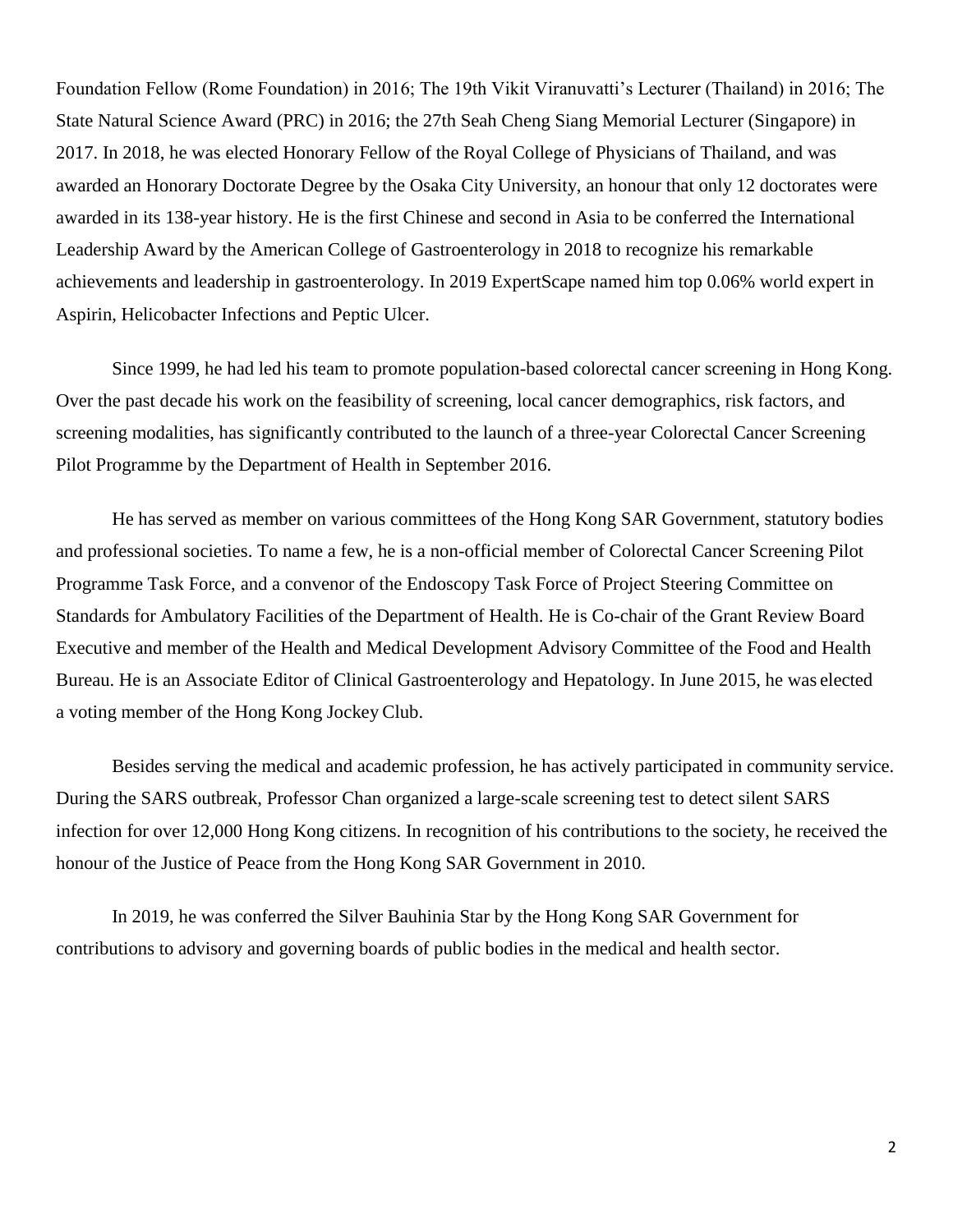Foundation Fellow (Rome Foundation) in 2016; The 19th Vikit Viranuvatti's Lecturer (Thailand) in 2016; The State Natural Science Award (PRC) in 2016; the 27th Seah Cheng Siang Memorial Lecturer (Singapore) in 2017. In 2018, he was elected Honorary Fellow of the Royal College of Physicians of Thailand, and was awarded an Honorary Doctorate Degree by the Osaka City University, an honour that only 12 doctorates were awarded in its 138-year history. He is the first Chinese and second in Asia to be conferred the International Leadership Award by the American College of Gastroenterology in 2018 to recognize his remarkable achievements and leadership in gastroenterology. In 2019 ExpertScape named him top 0.06% world expert in Aspirin, Helicobacter Infections and Peptic Ulcer.

Since 1999, he had led his team to promote population-based colorectal cancer screening in Hong Kong. Over the past decade his work on the feasibility of screening, local cancer demographics, risk factors, and screening modalities, has significantly contributed to the launch of a three-year Colorectal Cancer Screening Pilot Programme by the Department of Health in September 2016.

He has served as member on various committees of the Hong Kong SAR Government, statutory bodies and professional societies. To name a few, he is a non-official member of Colorectal Cancer Screening Pilot Programme Task Force, and a convenor of the Endoscopy Task Force of Project Steering Committee on Standards for Ambulatory Facilities of the Department of Health. He is Co-chair of the Grant Review Board Executive and member of the Health and Medical Development Advisory Committee of the Food and Health Bureau. He is an Associate Editor of Clinical Gastroenterology and Hepatology. In June 2015, he was elected a voting member of the Hong Kong Jockey Club.

Besides serving the medical and academic profession, he has actively participated in community service. During the SARS outbreak, Professor Chan organized a large-scale screening test to detect silent SARS infection for over 12,000 Hong Kong citizens. In recognition of his contributions to the society, he received the honour of the Justice of Peace from the Hong Kong SAR Government in 2010.

In 2019, he was conferred the Silver Bauhinia Star by the Hong Kong SAR Government for contributions to advisory and governing boards of public bodies in the medical and health sector.